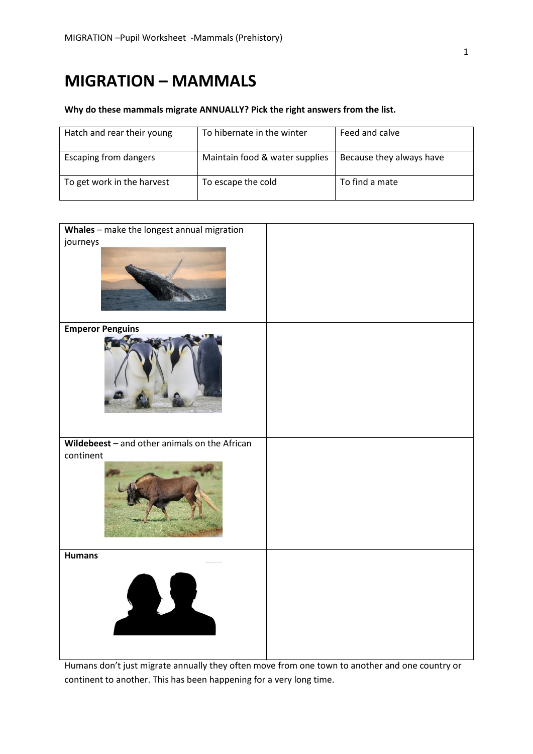# MIGRATION – MAMMALS

**Why do these mammals migrate ANNUALLY? Pick the right answers from the list.**

| Hatch and rear their young | To hibernate in the winter | Feed and calve |
|---|---|---|
| Escaping from dangers | Maintain food & water supplies | Because they always have |
| To get work in the harvest | To escape the cold | To find a mate |

| | |
|---|---|
| **Whales** – make the longest annual migration journeys | |
| **Emperor Penguins** | |
| **Wildebeest** – and other animals on the African continent | |
| **Humans** | |

Humans don't just migrate annually they often move from one town to another and one country or continent to another. This has been happening for a very long time.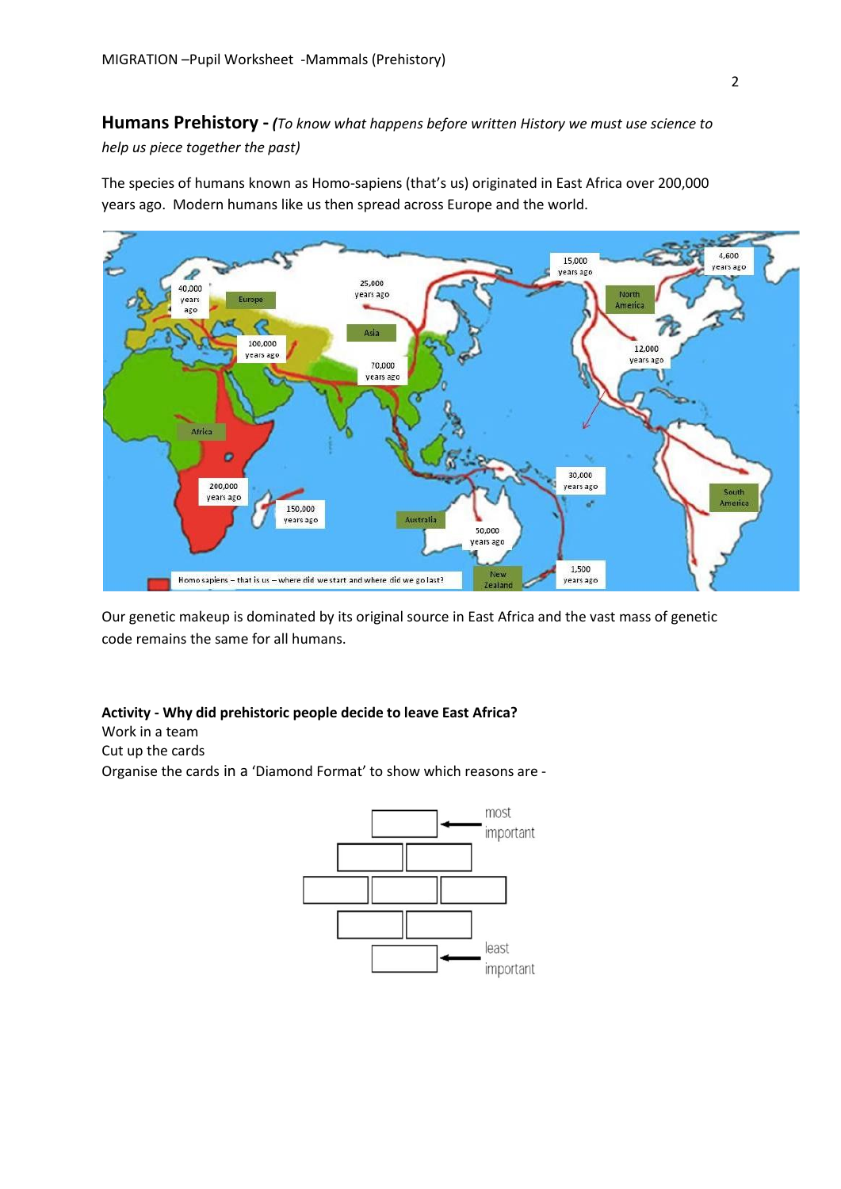## Humans Prehistory - *(To know what happens before written History we must use science to help us piece together the past)*

The species of humans known as Homo-sapiens (that's us) originated in East Africa over 200,000 years ago. Modern humans like us then spread across Europe and the world.

Our genetic makeup is dominated by its original source in East Africa and the vast mass of genetic code remains the same for all humans.

**Activity - Why did prehistoric people decide to leave East Africa?**

Work in a team

Cut up the cards

Organise the cards in a 'Diamond Format' to show which reasons are -

most important

least important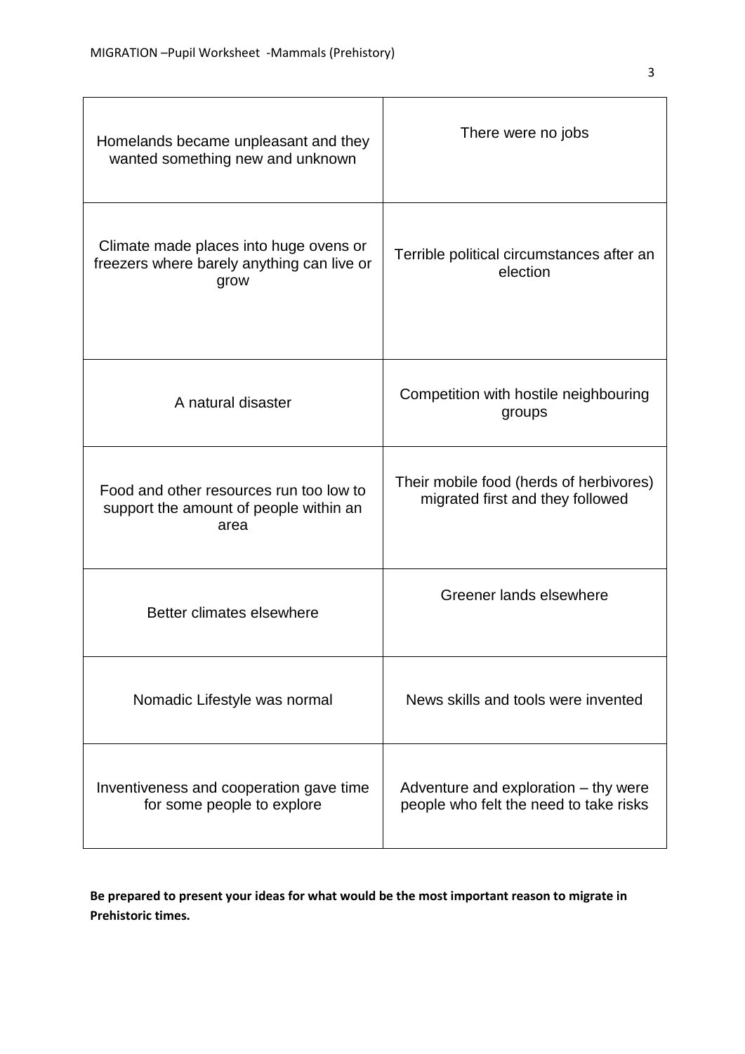| | |
|---|---|
| Homelands became unpleasant and they wanted something new and unknown | There were no jobs |
| Climate made places into huge ovens or freezers where barely anything can live or grow | Terrible political circumstances after an election |
| A natural disaster | Competition with hostile neighbouring groups |
| Food and other resources run too low to support the amount of people within an area | Their mobile food (herds of herbivores) migrated first and they followed |
| Better climates elsewhere | Greener lands elsewhere |
| Nomadic Lifestyle was normal | News skills and tools were invented |
| Inventiveness and cooperation gave time for some people to explore | Adventure and exploration – thy were people who felt the need to take risks |

**Be prepared to present your ideas for what would be the most important reason to migrate in Prehistoric times.**